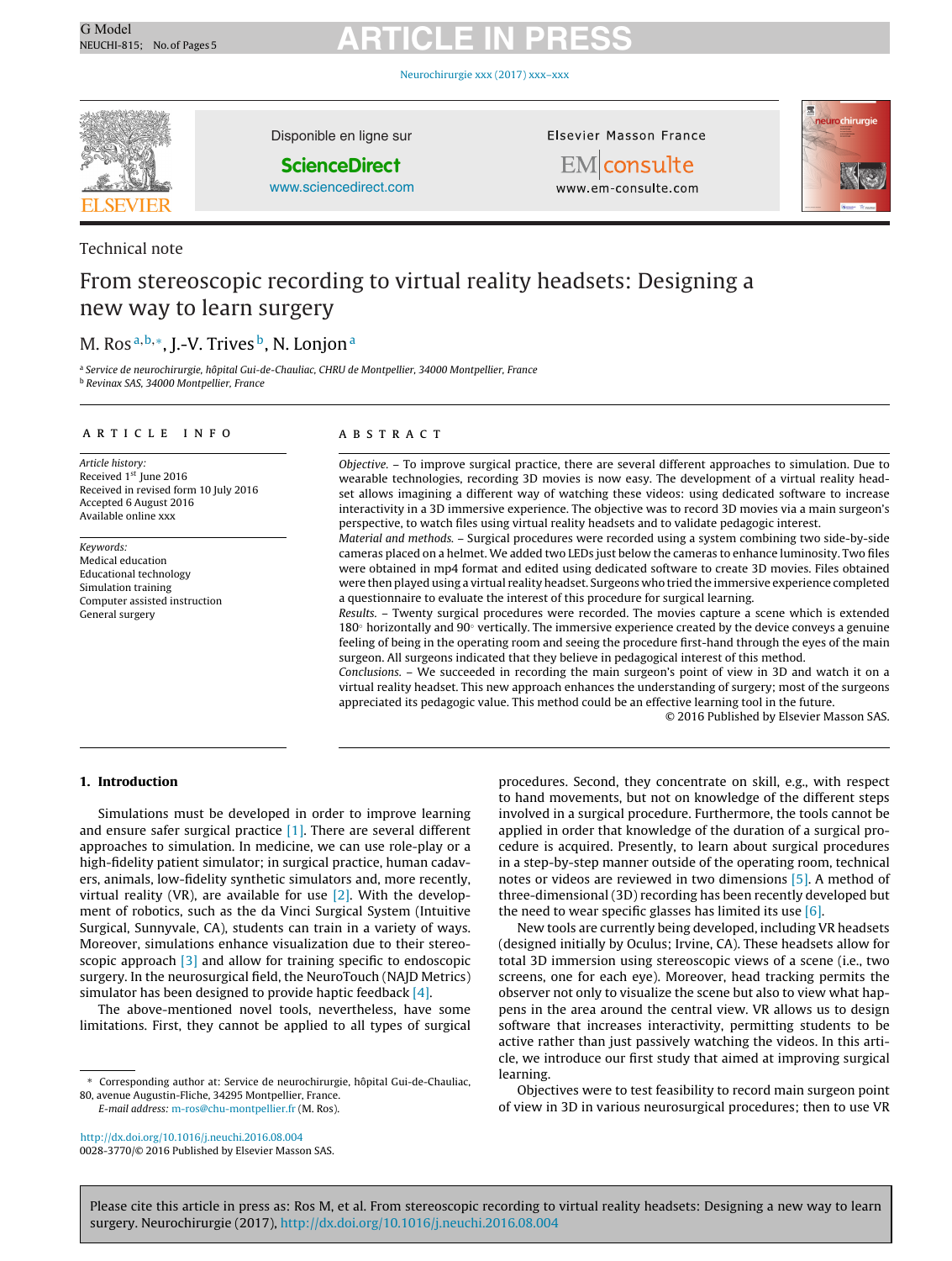Technical note

# From stereoscopic recording to virtual reality headsets: Designing a new way to learn surgery

M. Ros[a,b,*], J.-V. Trives[b], N. Lonjon[a]

[a] Service de neurochirurgie, hôpital Gui-de-Chauliac, CHRU de Montpellier, 34000 Montpellier, France
[b] Revinax SAS, 34000 Montpellier, France

## ARTICLE INFO

*Article history:*
Received 1st June 2016
Received in revised form 10 July 2016
Accepted 6 August 2016
Available online xxx

*Keywords:*
Medical education
Educational technology
Simulation training
Computer assisted instruction
General surgery

## ABSTRACT

*Objective.* – To improve surgical practice, there are several different approaches to simulation. Due to wearable technologies, recording 3D movies is now easy. The development of a virtual reality headset allows imagining a different way of watching these videos: using dedicated software to increase interactivity in a 3D immersive experience. The objective was to record 3D movies via a main surgeon's perspective, to watch files using virtual reality headsets and to validate pedagogic interest.

*Material and methods.* – Surgical procedures were recorded using a system combining two side-by-side cameras placed on a helmet. We added two LEDs just below the cameras to enhance luminosity. Two files were obtained in mp4 format and edited using dedicated software to create 3D movies. Files obtained were then played using a virtual reality headset. Surgeons who tried the immersive experience completed a questionnaire to evaluate the interest of this procedure for surgical learning.

*Results.* – Twenty surgical procedures were recorded. The movies capture a scene which is extended 180° horizontally and 90° vertically. The immersive experience created by the device conveys a genuine feeling of being in the operating room and seeing the procedure first-hand through the eyes of the main surgeon. All surgeons indicated that they believe in pedagogical interest of this method.

*Conclusions.* – We succeeded in recording the main surgeon's point of view in 3D and watch it on a virtual reality headset. This new approach enhances the understanding of surgery; most of the surgeons appreciated its pedagogic value. This method could be an effective learning tool in the future.

© 2016 Published by Elsevier Masson SAS.

## 1. Introduction

Simulations must be developed in order to improve learning and ensure safer surgical practice [1]. There are several different approaches to simulation. In medicine, we can use role-play or a high-fidelity patient simulator; in surgical practice, human cadavers, animals, low-fidelity synthetic simulators and, more recently, virtual reality (VR), are available for use [2]. With the development of robotics, such as the da Vinci Surgical System (Intuitive Surgical, Sunnyvale, CA), students can train in a variety of ways. Moreover, simulations enhance visualization due to their stereoscopic approach [3] and allow for training specific to endoscopic surgery. In the neurosurgical field, the NeuroTouch (NAJD Metrics) simulator has been designed to provide haptic feedback [4].

The above-mentioned novel tools, nevertheless, have some limitations. First, they cannot be applied to all types of surgical procedures. Second, they concentrate on skill, e.g., with respect to hand movements, but not on knowledge of the different steps involved in a surgical procedure. Furthermore, the tools cannot be applied in order that knowledge of the duration of a surgical procedure is acquired. Presently, to learn about surgical procedures in a step-by-step manner outside of the operating room, technical notes or videos are reviewed in two dimensions [5]. A method of three-dimensional (3D) recording has been recently developed but the need to wear specific glasses has limited its use [6].

New tools are currently being developed, including VR headsets (designed initially by Oculus; Irvine, CA). These headsets allow for total 3D immersion using stereoscopic views of a scene (i.e., two screens, one for each eye). Moreover, head tracking permits the observer not only to visualize the scene but also to view what happens in the area around the central view. VR allows us to design software that increases interactivity, permitting students to be active rather than just passively watching the videos. In this article, we introduce our first study that aimed at improving surgical learning.

Objectives were to test feasibility to record main surgeon point of view in 3D in various neurosurgical procedures; then to use VR

* Corresponding author at: Service de neurochirurgie, hôpital Gui-de-Chauliac, 80, avenue Augustin-Fliche, 34295 Montpellier, France.
*E-mail address:* m-ros@chu-montpellier.fr (M. Ros).

http://dx.doi.org/10.1016/j.neuchi.2016.08.004
0028-3770/© 2016 Published by Elsevier Masson SAS.

Please cite this article in press as: Ros M, et al. From stereoscopic recording to virtual reality headsets: Designing a new way to learn surgery. Neurochirurgie (2017), http://dx.doi.org/10.1016/j.neuchi.2016.08.004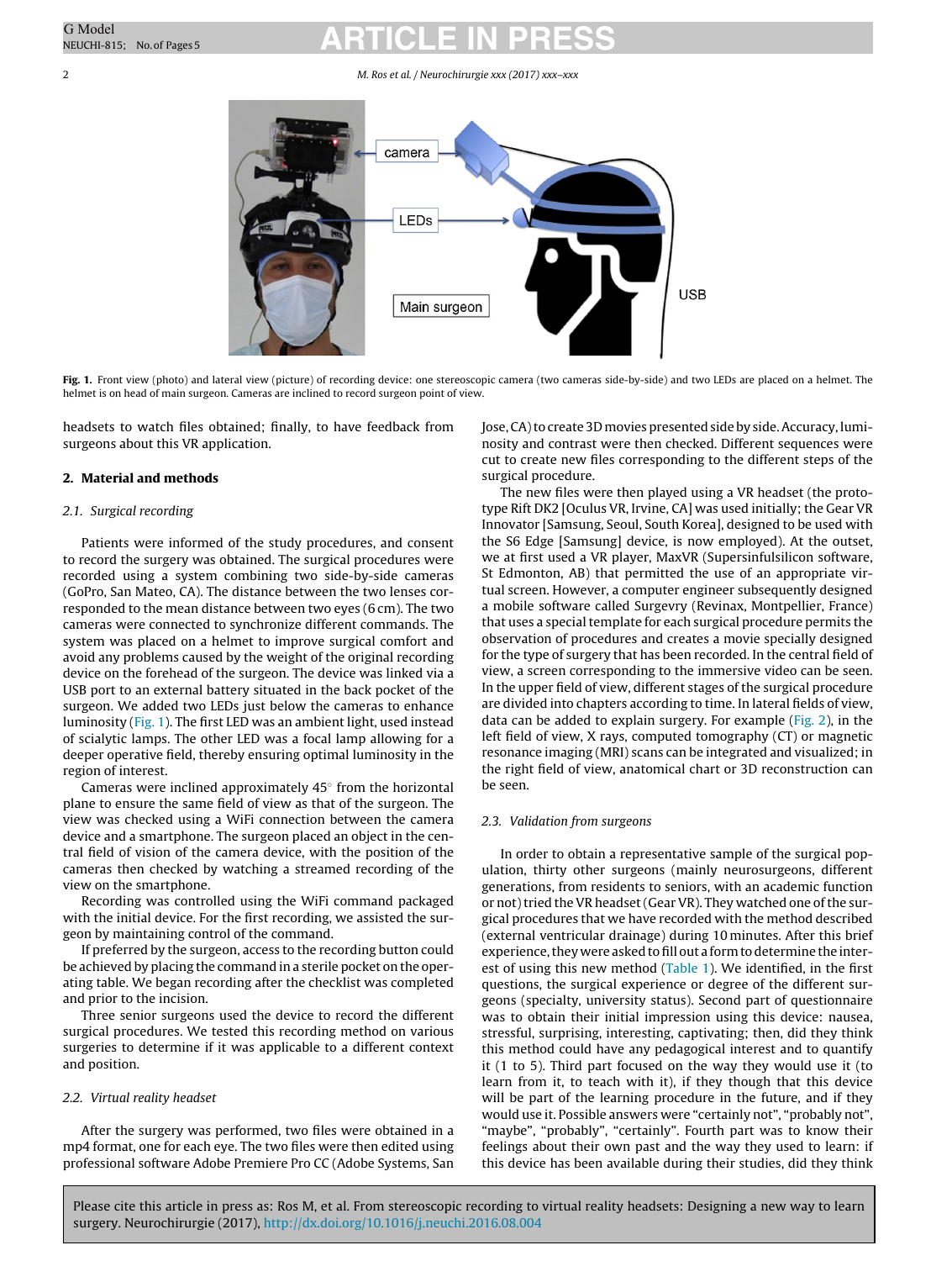Fig. 1. Front view (photo) and lateral view (picture) of recording device: one stereoscopic camera (two cameras side-by-side) and two LEDs are placed on a helmet. The helmet is on head of main surgeon. Cameras are inclined to record surgeon point of view.

headsets to watch files obtained; finally, to have feedback from surgeons about this VR application.

## 2. Material and methods

### 2.1. Surgical recording

Patients were informed of the study procedures, and consent to record the surgery was obtained. The surgical procedures were recorded using a system combining two side-by-side cameras (GoPro, San Mateo, CA). The distance between the two lenses corresponded to the mean distance between two eyes (6 cm). The two cameras were connected to synchronize different commands. The system was placed on a helmet to improve surgical comfort and avoid any problems caused by the weight of the original recording device on the forehead of the surgeon. The device was linked via a USB port to an external battery situated in the back pocket of the surgeon. We added two LEDs just below the cameras to enhance luminosity (Fig. 1). The first LED was an ambient light, used instead of scialytic lamps. The other LED was a focal lamp allowing for a deeper operative field, thereby ensuring optimal luminosity in the region of interest.

Cameras were inclined approximately 45° from the horizontal plane to ensure the same field of view as that of the surgeon. The view was checked using a WiFi connection between the camera device and a smartphone. The surgeon placed an object in the central field of vision of the camera device, with the position of the cameras then checked by watching a streamed recording of the view on the smartphone.

Recording was controlled using the WiFi command packaged with the initial device. For the first recording, we assisted the surgeon by maintaining control of the command.

If preferred by the surgeon, access to the recording button could be achieved by placing the command in a sterile pocket on the operating table. We began recording after the checklist was completed and prior to the incision.

Three senior surgeons used the device to record the different surgical procedures. We tested this recording method on various surgeries to determine if it was applicable to a different context and position.

### 2.2. Virtual reality headset

After the surgery was performed, two files were obtained in a mp4 format, one for each eye. The two files were then edited using professional software Adobe Premiere Pro CC (Adobe Systems, San Jose, CA) to create 3D movies presented side by side. Accuracy, luminosity and contrast were then checked. Different sequences were cut to create new files corresponding to the different steps of the surgical procedure.

The new files were then played using a VR headset (the prototype Rift DK2 [Oculus VR, Irvine, CA] was used initially; the Gear VR Innovator [Samsung, Seoul, South Korea], designed to be used with the S6 Edge [Samsung] device, is now employed). At the outset, we at first used a VR player, MaxVR (Supersinfulsilicon software, St Edmonton, AB) that permitted the use of an appropriate virtual screen. However, a computer engineer subsequently designed a mobile software called Surgevry (Revinax, Montpellier, France) that uses a special template for each surgical procedure permits the observation of procedures and creates a movie specially designed for the type of surgery that has been recorded. In the central field of view, a screen corresponding to the immersive video can be seen. In the upper field of view, different stages of the surgical procedure are divided into chapters according to time. In lateral fields of view, data can be added to explain surgery. For example (Fig. 2), in the left field of view, X rays, computed tomography (CT) or magnetic resonance imaging (MRI) scans can be integrated and visualized; in the right field of view, anatomical chart or 3D reconstruction can be seen.

### 2.3. Validation from surgeons

In order to obtain a representative sample of the surgical population, thirty other surgeons (mainly neurosurgeons, different generations, from residents to seniors, with an academic function or not) tried the VR headset (Gear VR). They watched one of the surgical procedures that we have recorded with the method described (external ventricular drainage) during 10 minutes. After this brief experience, they were asked to fill out a form to determine the interest of using this new method (Table 1). We identified, in the first questions, the surgical experience or degree of the different surgeons (specialty, university status). Second part of questionnaire was to obtain their initial impression using this device: nausea, stressful, surprising, interesting, captivating; then, did they think this method could have any pedagogical interest and to quantify it (1 to 5). Third part focused on the way they would use it (to learn from it, to teach with it), if they though that this device will be part of the learning procedure in the future, and if they would use it. Possible answers were "certainly not", "probably not", "maybe", "probably", "certainly". Fourth part was to know their feelings about their own past and the way they used to learn: if this device has been available during their studies, did they think

Please cite this article in press as: Ros M, et al. From stereoscopic recording to virtual reality headsets: Designing a new way to learn surgery. Neurochirurgie (2017), http://dx.doi.org/10.1016/j.neuchi.2016.08.004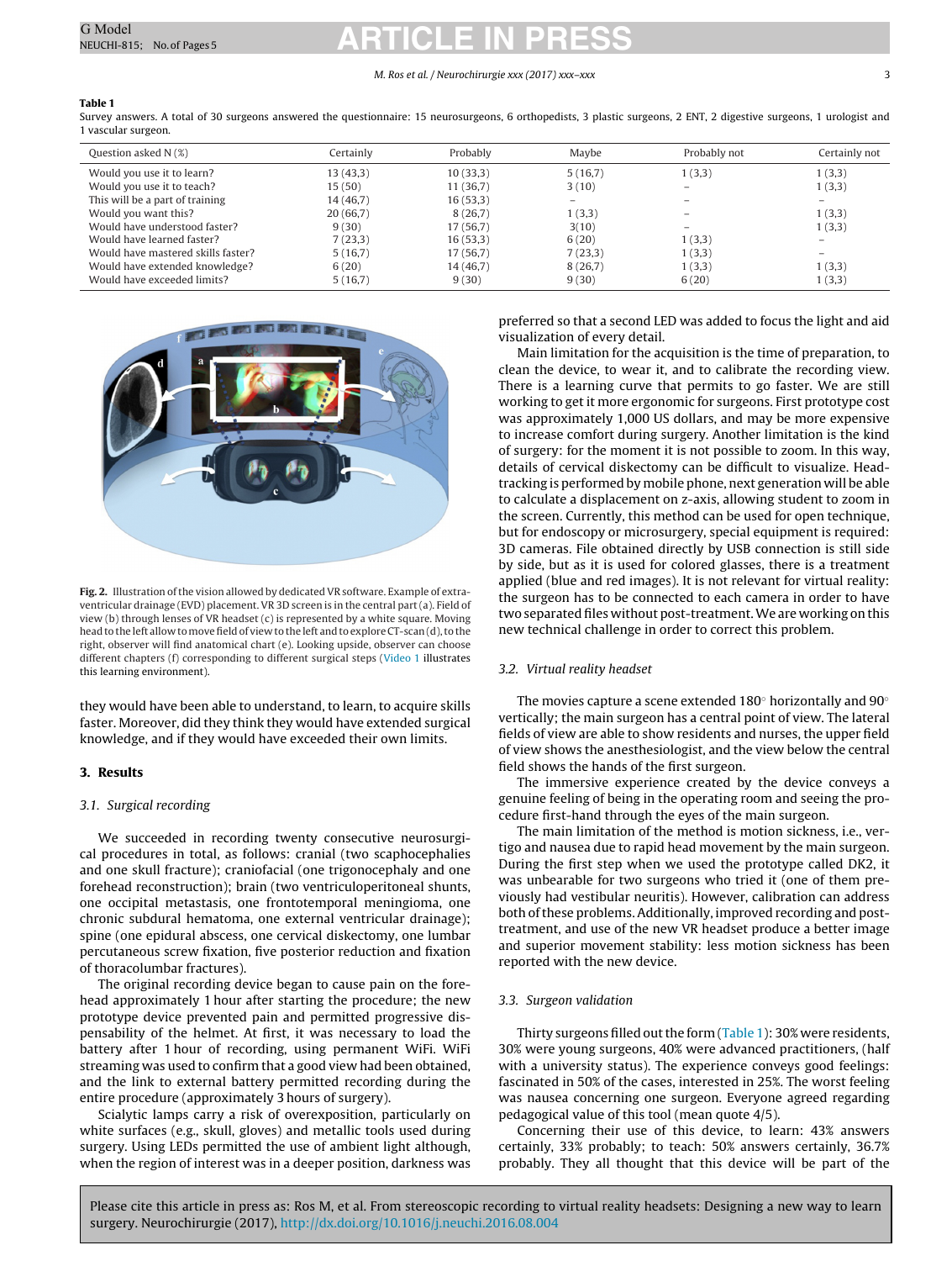**Table 1**
Survey answers. A total of 30 surgeons answered the questionnaire: 15 neurosurgeons, 6 orthopedists, 3 plastic surgeons, 2 ENT, 2 digestive surgeons, 1 urologist and 1 vascular surgeon.

| Question asked N (%) | Certainly | Probably | Maybe | Probably not | Certainly not |
|---|---|---|---|---|---|
| Would you use it to learn? | 13 (43,3) | 10 (33,3) | 5 (16,7) | 1 (3,3) | 1 (3,3) |
| Would you use it to teach? | 15 (50) | 11 (36,7) | 3 (10) | – | 1 (3,3) |
| This will be a part of training | 14 (46,7) | 16 (53,3) | – | – | – |
| Would you want this? | 20 (66,7) | 8 (26,7) | 1 (3,3) | – | 1 (3,3) |
| Would have understood faster? | 9 (30) | 17 (56,7) | 3(10) | – | 1 (3,3) |
| Would have learned faster? | 7 (23,3) | 16 (53,3) | 6 (20) | 1 (3,3) | – |
| Would have mastered skills faster? | 5 (16,7) | 17 (56,7) | 7 (23,3) | 1 (3,3) | – |
| Would have extended knowledge? | 6 (20) | 14 (46,7) | 8 (26,7) | 1 (3,3) | 1 (3,3) |
| Would have exceeded limits? | 5 (16,7) | 9 (30) | 9 (30) | 6 (20) | 1 (3,3) |

**Fig. 2.** Illustration of the vision allowed by dedicated VR software. Example of extra-ventricular drainage (EVD) placement. VR 3D screen is in the central part (a). Field of view (b) through lenses of VR headset (c) is represented by a white square. Moving head to the left allow to move field of view to the left and to explore CT-scan (d), to the right, observer will find anatomical chart (e). Looking upside, observer can choose different chapters (f) corresponding to different surgical steps (Video 1 illustrates this learning environment).

they would have been able to understand, to learn, to acquire skills faster. Moreover, did they think they would have extended surgical knowledge, and if they would have exceeded their own limits.

## 3. Results

### 3.1. Surgical recording

We succeeded in recording twenty consecutive neurosurgical procedures in total, as follows: cranial (two scaphocephalies and one skull fracture); craniofacial (one trigonocephaly and one forehead reconstruction); brain (two ventriculoperitoneal shunts, one occipital metastasis, one frontotemporal meningioma, one chronic subdural hematoma, one external ventricular drainage); spine (one epidural abscess, one cervical diskectomy, one lumbar percutaneous screw fixation, five posterior reduction and fixation of thoracolumbar fractures).

The original recording device began to cause pain on the forehead approximately 1 hour after starting the procedure; the new prototype device prevented pain and permitted progressive dispensability of the helmet. At first, it was necessary to load the battery after 1 hour of recording, using permanent WiFi. WiFi streaming was used to confirm that a good view had been obtained, and the link to external battery permitted recording during the entire procedure (approximately 3 hours of surgery).

Scialytic lamps carry a risk of overexposition, particularly on white surfaces (e.g., skull, gloves) and metallic tools used during surgery. Using LEDs permitted the use of ambient light although, when the region of interest was in a deeper position, darkness was preferred so that a second LED was added to focus the light and aid visualization of every detail.

Main limitation for the acquisition is the time of preparation, to clean the device, to wear it, and to calibrate the recording view. There is a learning curve that permits to go faster. We are still working to get it more ergonomic for surgeons. First prototype cost was approximately 1,000 US dollars, and may be more expensive to increase comfort during surgery. Another limitation is the kind of surgery: for the moment it is not possible to zoom. In this way, details of cervical diskectomy can be difficult to visualize. Head-tracking is performed by mobile phone, next generation will be able to calculate a displacement on z-axis, allowing student to zoom in the screen. Currently, this method can be used for open technique, but for endoscopy or microsurgery, special equipment is required: 3D cameras. File obtained directly by USB connection is still side by side, but as it is used for colored glasses, there is a treatment applied (blue and red images). It is not relevant for virtual reality: the surgeon has to be connected to each camera in order to have two separated files without post-treatment. We are working on this new technical challenge in order to correct this problem.

### 3.2. Virtual reality headset

The movies capture a scene extended 180° horizontally and 90° vertically; the main surgeon has a central point of view. The lateral fields of view are able to show residents and nurses, the upper field of view shows the anesthesiologist, and the view below the central field shows the hands of the first surgeon.

The immersive experience created by the device conveys a genuine feeling of being in the operating room and seeing the procedure first-hand through the eyes of the main surgeon.

The main limitation of the method is motion sickness, i.e., vertigo and nausea due to rapid head movement by the main surgeon. During the first step when we used the prototype called DK2, it was unbearable for two surgeons who tried it (one of them previously had vestibular neuritis). However, calibration can address both of these problems. Additionally, improved recording and post-treatment, and use of the new VR headset produce a better image and superior movement stability: less motion sickness has been reported with the new device.

### 3.3. Surgeon validation

Thirty surgeons filled out the form (Table 1): 30% were residents, 30% were young surgeons, 40% were advanced practitioners, (half with a university status). The experience conveys good feelings: fascinated in 50% of the cases, interested in 25%. The worst feeling was nausea concerning one surgeon. Everyone agreed regarding pedagogical value of this tool (mean quote 4/5).

Concerning their use of this device, to learn: 43% answers certainly, 33% probably; to teach: 50% answers certainly, 36.7% probably. They all thought that this device will be part of the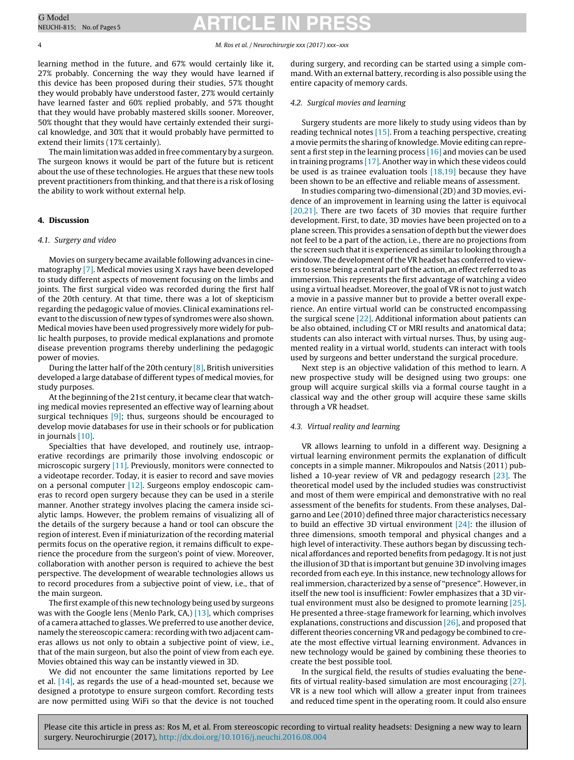learning method in the future, and 67% would certainly like it, 27% probably. Concerning the way they would have learned if this device has been proposed during their studies, 57% thought they would probably have understood faster, 27% would certainly have learned faster and 60% replied probably, and 57% thought that they would have probably mastered skills sooner. Moreover, 50% thought that they would have certainly extended their surgical knowledge, and 30% that it would probably have permitted to extend their limits (17% certainly).

The main limitation was added in free commentary by a surgeon. The surgeon knows it would be part of the future but is reticent about the use of these technologies. He argues that these new tools prevent practitioners from thinking, and that there is a risk of losing the ability to work without external help.

## 4. Discussion

### 4.1. Surgery and video

Movies on surgery became available following advances in cinematography [7]. Medical movies using X rays have been developed to study different aspects of movement focusing on the limbs and joints. The first surgical video was recorded during the first half of the 20th century. At that time, there was a lot of skepticism regarding the pedagogic value of movies. Clinical examinations relevant to the discussion of new types of syndromes were also shown. Medical movies have been used progressively more widely for public health purposes, to provide medical explanations and promote disease prevention programs thereby underlining the pedagogic power of movies.

During the latter half of the 20th century [8], British universities developed a large database of different types of medical movies, for study purposes.

At the beginning of the 21st century, it became clear that watching medical movies represented an effective way of learning about surgical techniques [9]; thus, surgeons should be encouraged to develop movie databases for use in their schools or for publication in journals [10].

Specialties that have developed, and routinely use, intraoperative recordings are primarily those involving endoscopic or microscopic surgery [11]. Previously, monitors were connected to a videotape recorder. Today, it is easier to record and save movies on a personal computer [12]. Surgeons employ endoscopic cameras to record open surgery because they can be used in a sterile manner. Another strategy involves placing the camera inside scialytic lamps. However, the problem remains of visualizing all of the details of the surgery because a hand or tool can obscure the region of interest. Even if miniaturization of the recording material permits focus on the operative region, it remains difficult to experience the procedure from the surgeon's point of view. Moreover, collaboration with another person is required to achieve the best perspective. The development of wearable technologies allows us to record procedures from a subjective point of view, i.e., that of the main surgeon.

The first example of this new technology being used by surgeons was with the Google lens (Menlo Park, CA,) [13], which comprises of a camera attached to glasses. We preferred to use another device, namely the stereoscopic camera: recording with two adjacent cameras allows us not only to obtain a subjective point of view, i.e., that of the main surgeon, but also the point of view from each eye. Movies obtained this way can be instantly viewed in 3D.

We did not encounter the same limitations reported by Lee et al. [14], as regards the use of a head-mounted set, because we designed a prototype to ensure surgeon comfort. Recording tests are now permitted using WiFi so that the device is not touched during surgery, and recording can be started using a simple command. With an external battery, recording is also possible using the entire capacity of memory cards.

### 4.2. Surgical movies and learning

Surgery students are more likely to study using videos than by reading technical notes [15]. From a teaching perspective, creating a movie permits the sharing of knowledge. Movie editing can represent a first step in the learning process [16] and movies can be used in training programs [17]. Another way in which these videos could be used is as trainee evaluation tools [18,19] because they have been shown to be an effective and reliable means of assessment.

In studies comparing two-dimensional (2D) and 3D movies, evidence of an improvement in learning using the latter is equivocal [20,21]. There are two facets of 3D movies that require further development. First, to date, 3D movies have been projected on to a plane screen. This provides a sensation of depth but the viewer does not feel to be a part of the action, i.e., there are no projections from the screen such that it is experienced as similar to looking through a window. The development of the VR headset has conferred to viewers to sense being a central part of the action, an effect referred to as immersion. This represents the first advantage of watching a video using a virtual headset. Moreover, the goal of VR is not to just watch a movie in a passive manner but to provide a better overall experience. An entire virtual world can be constructed encompassing the surgical scene [22]. Additional information about patients can be also obtained, including CT or MRI results and anatomical data; students can also interact with virtual nurses. Thus, by using augmented reality in a virtual world, students can interact with tools used by surgeons and better understand the surgical procedure.

Next step is an objective validation of this method to learn. A new prospective study will be designed using two groups: one group will acquire surgical skills via a formal course taught in a classical way and the other group will acquire these same skills through a VR headset.

### 4.3. Virtual reality and learning

VR allows learning to unfold in a different way. Designing a virtual learning environment permits the explanation of difficult concepts in a simple manner. Mikropoulos and Natsis (2011) published a 10-year review of VR and pedagogy research [23]. The theoretical model used by the included studies was constructivist and most of them were empirical and demonstrative with no real assessment of the benefits for students. From these analyses, Dalgarno and Lee (2010) defined three major characteristics necessary to build an effective 3D virtual environment [24]: the illusion of three dimensions, smooth temporal and physical changes and a high level of interactivity. These authors began by discussing technical affordances and reported benefits from pedagogy. It is not just the illusion of 3D that is important but genuine 3D involving images recorded from each eye. In this instance, new technology allows for real immersion, characterized by a sense of "presence". However, in itself the new tool is insufficient: Fowler emphasizes that a 3D virtual environment must also be designed to promote learning [25]. He presented a three-stage framework for learning, which involves explanations, constructions and discussion [26], and proposed that different theories concerning VR and pedagogy be combined to create the most effective virtual learning environment. Advances in new technology would be gained by combining these theories to create the best possible tool.

In the surgical field, the results of studies evaluating the benefits of virtual reality-based simulation are most encouraging [27]. VR is a new tool which will allow a greater input from trainees and reduced time spent in the operating room. It could also ensure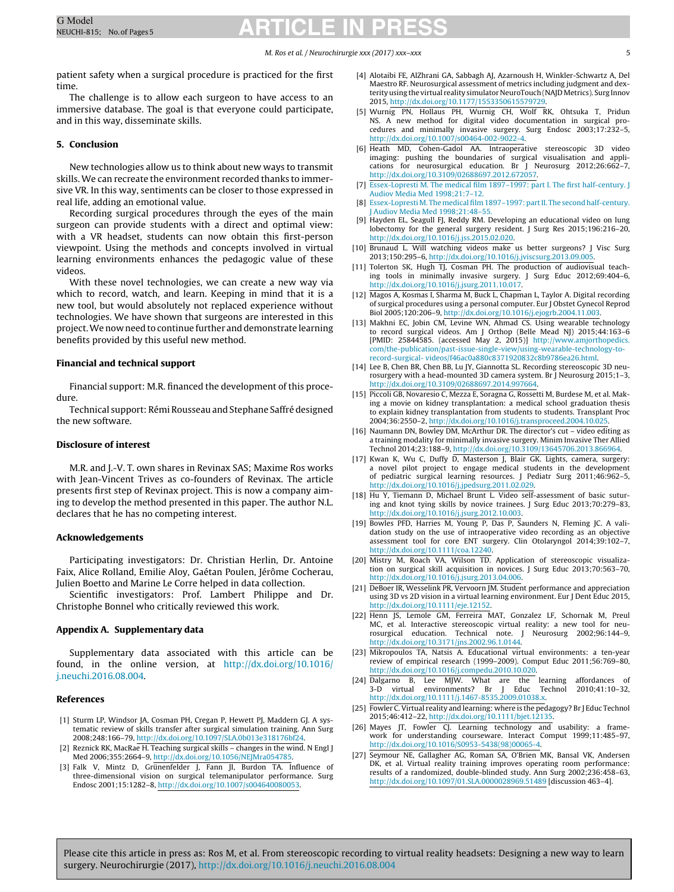patient safety when a surgical procedure is practiced for the first time.

The challenge is to allow each surgeon to have access to an immersive database. The goal is that everyone could participate, and in this way, disseminate skills.

## 5. Conclusion

New technologies allow us to think about new ways to transmit skills. We can recreate the environment recorded thanks to immersive VR. In this way, sentiments can be closer to those expressed in real life, adding an emotional value.

Recording surgical procedures through the eyes of the main surgeon can provide students with a direct and optimal view: with a VR headset, students can now obtain this first-person viewpoint. Using the methods and concepts involved in virtual learning environments enhances the pedagogic value of these videos.

With these novel technologies, we can create a new way via which to record, watch, and learn. Keeping in mind that it is a new tool, but would absolutely not replaced experience without technologies. We have shown that surgeons are interested in this project. We now need to continue further and demonstrate learning benefits provided by this useful new method.

## Financial and technical support

Financial support: M.R. financed the development of this procedure.

Technical support: Rémi Rousseau and Stephane Saffré designed the new software.

## Disclosure of interest

M.R. and J.-V. T. own shares in Revinax SAS; Maxime Ros works with Jean-Vincent Trives as co-founders of Revinax. The article presents first step of Revinax project. This is now a company aiming to develop the method presented in this paper. The author N.L. declares that he has no competing interest.

## Acknowledgements

Participating investigators: Dr. Christian Herlin, Dr. Antoine Faix, Alice Rolland, Emilie Aloy, Gaétan Poulen, Jérôme Cocherau, Julien Boetto and Marine Le Corre helped in data collection.

Scientific investigators: Prof. Lambert Philippe and Dr. Christophe Bonnel who critically reviewed this work.

## Appendix A. Supplementary data

Supplementary data associated with this article can be found, in the online version, at http://dx.doi.org/10.1016/j.neuchi.2016.08.004.

## References

[1] Sturm LP, Windsor JA, Cosman PH, Cregan P, Hewett PJ, Maddern GJ. A systematic review of skills transfer after surgical simulation training. Ann Surg 2008;248:166–79, http://dx.doi.org/10.1097/SLA.0b013e318176bf24.

[2] Reznick RK, MacRae H. Teaching surgical skills – changes in the wind. N Engl J Med 2006;355:2664–9, http://dx.doi.org/10.1056/NEJMra054785.

[3] Falk V, Mintz D, Grünenfelder J, Fann JI, Burdon TA. Influence of three-dimensional vision on surgical telemanipulator performance. Surg Endosc 2001;15:1282–8, http://dx.doi.org/10.1007/s004640080053.

[4] Alotaibi FE, AlZhrani GA, Sabbagh AJ, Azarnoush H, Winkler-Schwartz A, Del Maestro RF. Neurosurgical assessment of metrics including judgment and dexterity using the virtual reality simulator NeuroTouch (NAJD Metrics). Surg Innov 2015, http://dx.doi.org/10.1177/1553350615579729.

[5] Wurnig PN, Hollaus PH, Wurnig CH, Wolf RK, Ohtsuka T, Pridun NS. A new method for digital video documentation in surgical procedures and minimally invasive surgery. Surg Endosc 2003;17:232–5, http://dx.doi.org/10.1007/s00464-002-9022-4.

[6] Heath MD, Cohen-Gadol AA. Intraoperative stereoscopic 3D video imaging: pushing the boundaries of surgical visualisation and applications for neurosurgical education. Br J Neurosurg 2012;26:662–7, http://dx.doi.org/10.3109/02688697.2012.672057.

[7] Essex-Lopresti M. The medical film 1897–1997: part I. The first half-century. J Audiov Media Med 1998;21:7–12.

[8] Essex-Lopresti M. The medical film 1897–1997: part II. The second half-century. J Audiov Media Med 1998;21:48–55.

[9] Hayden EL, Seagull FJ, Reddy RM. Developing an educational video on lung lobectomy for the general surgery resident. J Surg Res 2015;196:216–20, http://dx.doi.org/10.1016/j.jss.2015.02.020.

[10] Brunaud L. Will watching videos make us better surgeons? J Visc Surg 2013;150:295–6, http://dx.doi.org/10.1016/j.jviscsurg.2013.09.005.

[11] Tolerton SK, Hugh TJ, Cosman PH. The production of audiovisual teaching tools in minimally invasive surgery. J Surg Educ 2012;69:404–6, http://dx.doi.org/10.1016/j.jsurg.2011.10.017.

[12] Magos A, Kosmas I, Sharma M, Buck L, Chapman L, Taylor A. Digital recording of surgical procedures using a personal computer. Eur J Obstet Gynecol Reprod Biol 2005;120:206–9, http://dx.doi.org/10.1016/j.ejogrb.2004.11.003.

[13] Makhni EC, Jobin CM, Levine WN, Ahmad CS. Using wearable technology to record surgical videos. Am J Orthop (Belle Mead NJ) 2015;44:163–6 [PMID: 25844585. (accessed May 2, 2015)] http://www.amjorthopedics.com/the-publication/past-issue-single-view/using-wearable-technology-to-record-surgical- videos/f46ac0a880c8371920832c8b9786ea26.html.

[14] Lee B, Chen BR, Chen BB, Lu JY, Giannotta SL. Recording stereoscopic 3D neurosurgery with a head-mounted 3D camera system. Br J Neurosurg 2015;1–3, http://dx.doi.org/10.3109/02688697.2014.997664.

[15] Piccoli GB, Novaresio C, Mezza E, Soragna G, Rossetti M, Burdese M, et al. Making a movie on kidney transplantation: a medical school graduation thesis to explain kidney transplantation from students to students. Transplant Proc 2004;36:2550–2, http://dx.doi.org/10.1016/j.transproceed.2004.10.025.

[16] Naumann DN, Bowley DM, McArthur DR. The director's cut – video editing as a training modality for minimally invasive surgery. Minim Invasive Ther Allied Technol 2014;23:188–9, http://dx.doi.org/10.3109/13645706.2013.866964.

[17] Kwan K, Wu C, Duffy D, Masterson J, Blair GK. Lights, camera, surgery: a novel pilot project to engage medical students in the development of pediatric surgical learning resources. J Pediatr Surg 2011;46:962–5, http://dx.doi.org/10.1016/j.jpedsurg.2011.02.029.

[18] Hu Y, Tiemann D, Michael Brunt L. Video self-assessment of basic suturing and knot tying skills by novice trainees. J Surg Educ 2013;70:279–83, http://dx.doi.org/10.1016/j.jsurg.2012.10.003.

[19] Bowles PFD, Harries M, Young P, Das P, Saunders N, Fleming JC. A validation study on the use of intraoperative video recording as an objective assessment tool for core ENT surgery. Clin Otolaryngol 2014;39:102–7, http://dx.doi.org/10.1111/coa.12240.

[20] Mistry M, Roach VA, Wilson TD. Application of stereoscopic visualization on surgical skill acquisition in novices. J Surg Educ 2013;70:563–70, http://dx.doi.org/10.1016/j.jsurg.2013.04.006.

[21] DeBoer IR, Wesselink PR, Vervoorn JM. Student performance and appreciation using 3D vs 2D vision in a virtual learning environment. Eur J Dent Educ 2015, http://dx.doi.org/10.1111/eje.12152.

[22] Henn JS, Lemole GM, Ferreira MAT, Gonzalez LF, Schornak M, Preul MC, et al. Interactive stereoscopic virtual reality: a new tool for neurosurgical education. Technical note. J Neurosurg 2002;96:144–9, http://dx.doi.org/10.3171/jns.2002.96.1.0144.

[23] Mikropoulos TA, Natsis A. Educational virtual environments: a ten-year review of empirical research (1999–2009). Comput Educ 2011;56:769–80, http://dx.doi.org/10.1016/j.compedu.2010.10.020.

[24] Dalgarno B, Lee MJW. What are the learning affordances of 3-D virtual environments? Br J Educ Technol 2010;41:10–32, http://dx.doi.org/10.1111/j.1467-8535.2009.01038.x.

[25] Fowler C. Virtual reality and learning: where is the pedagogy? Br J Educ Technol 2015;46:412–22, http://dx.doi.org/10.1111/bjet.12135.

[26] Mayes JT, Fowler CJ. Learning technology and usability: a framework for understanding courseware. Interact Comput 1999;11:485–97, http://dx.doi.org/10.1016/S0953-5438(98)00065-4.

[27] Seymour NE, Gallagher AG, Roman SA, O'Brien MK, Bansal VK, Andersen DK, et al. Virtual reality training improves operating room performance: results of a randomized, double-blinded study. Ann Surg 2002;236:458–63, http://dx.doi.org/10.1097/01.SLA.0000028969.51489 [discussion 463–4].